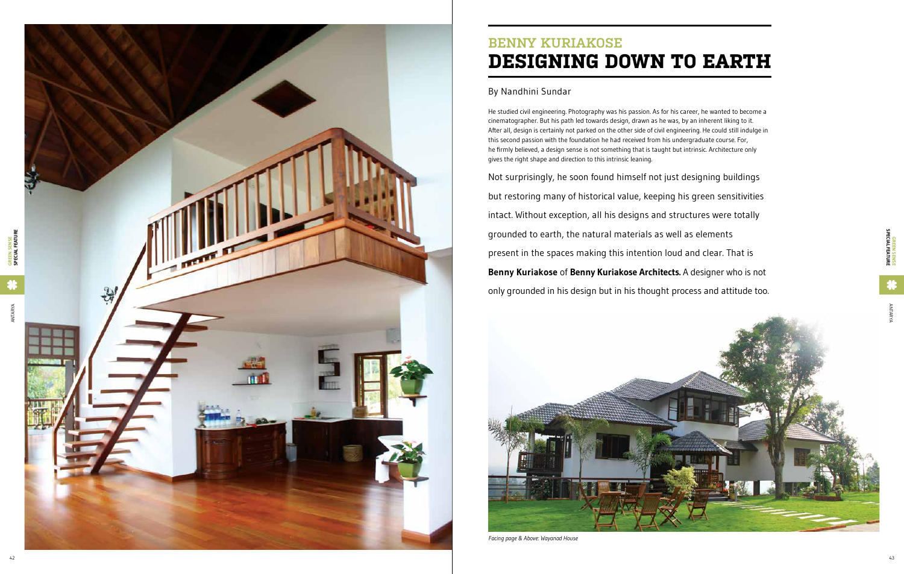## BENNY KURIAKOSE

# DESIGNING DOWN TO EARTH

By Nandhini Sundar

He studied civil engineering. Photography was his passion. As for his career, he wanted to become a cinematographer. But his path led towards design, drawn as he was, by an inherent liking to it. After all, design is certainly not parked on the other side of civil engineering. He could still indulge in this second passion with the foundation he had received from his undergraduate course. For, he firmly believed, a design sense is not something that is taught but intrinsic. Architecture only gives the right shape and direction to this intrinsic leaning.

Not surprisingly, he soon found himself not just designing buildings but restoring many of historical value, keeping his green sensitivities intact. Without exception, all his designs and structures were totally grounded to earth, the natural materials as well as elements present in the spaces making this intention loud and clear. That is **Benny Kuriakose** of **Benny Kuriakose Architects.** A designer who is not only grounded in his design but in his thought process and attitude too.

*Facing page & Above: Wayanad House*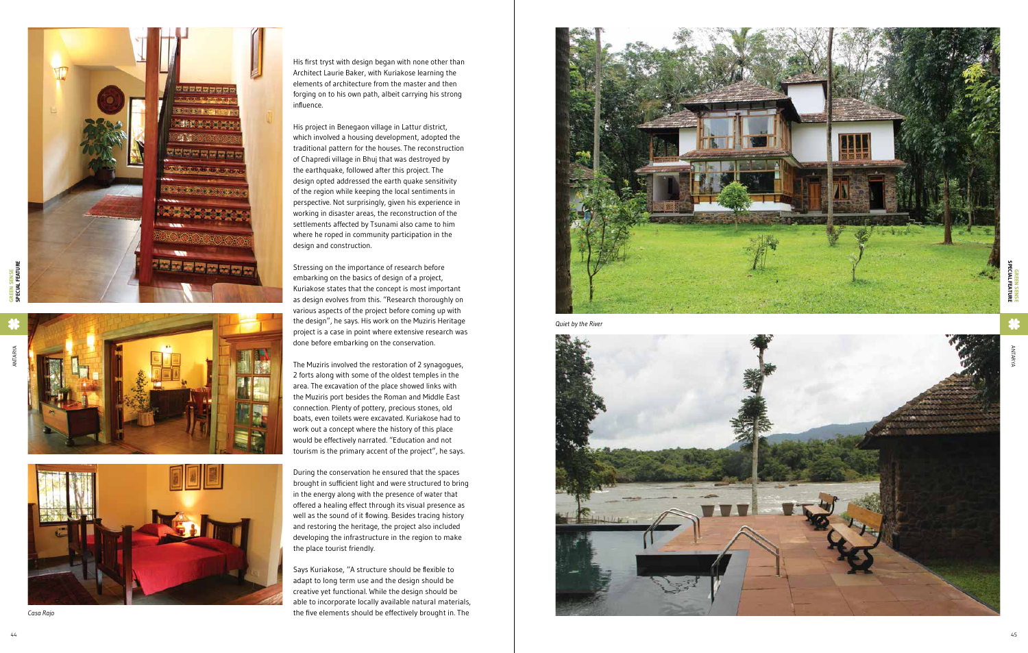His first tryst with design began with none other than Architect Laurie Baker, with Kuriakose learning the elements of architecture from the master and then forging on to his own path, albeit carrying his strong influence.

His project in Benegaon village in Lattur district, which involved a housing development, adopted the traditional pattern for the houses. The reconstruction of Chapredi village in Bhuj that was destroyed by the earthquake, followed after this project. The design opted addressed the earth quake sensitivity of the region while keeping the local sentiments in perspective. Not surprisingly, given his experience in working in disaster areas, the reconstruction of the settlements affected by Tsunami also came to him where he roped in community participation in the design and construction.

Stressing on the importance of research before embarking on the basics of design of a project, Kuriakose states that the concept is most important as design evolves from this. "Research thoroughly on various aspects of the project before coming up with the design", he says. His work on the Muziris Heritage project is a case in point where extensive research was done before embarking on the conservation.

The Muziris involved the restoration of 2 synagogues, 2 forts along with some of the oldest temples in the area. The excavation of the place showed links with the Muziris port besides the Roman and Middle East connection. Plenty of pottery, precious stones, old boats, even toilets were excavated. Kuriakose had to work out a concept where the history of this place would be effectively narrated. "Education and not tourism is the primary accent of the project", he says.

During the conservation he ensured that the spaces brought in sufficient light and were structured to bring in the energy along with the presence of water that offered a healing effect through its visual presence as well as the sound of it flowing. Besides tracing history and restoring the heritage, the project also included developing the infrastructure in the region to make the place tourist friendly.

Says Kuriakose, "A structure should be flexible to adapt to long term use and the design should be creative yet functional. While the design should be able to incorporate locally available natural materials, the five elements should be effectively brought in. The

*Casa Rojo*

*Quiet by the River*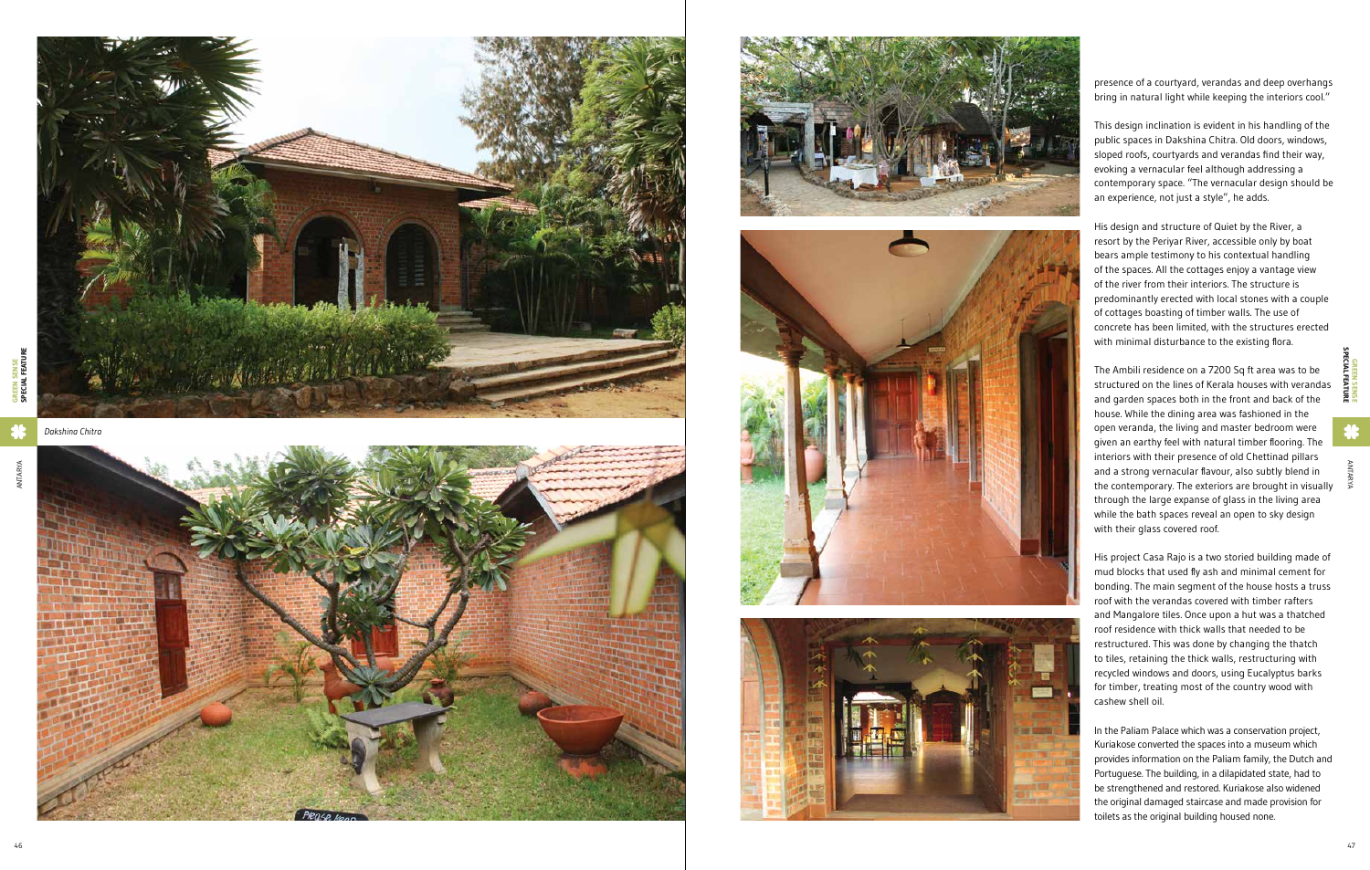*Dakshina Chitra*

presence of a courtyard, verandas and deep overhangs bring in natural light while keeping the interiors cool."

This design inclination is evident in his handling of the public spaces in Dakshina Chitra. Old doors, windows, sloped roofs, courtyards and verandas find their way, evoking a vernacular feel although addressing a contemporary space. "The vernacular design should be an experience, not just a style", he adds.

His design and structure of Quiet by the River, a resort by the Periyar River, accessible only by boat bears ample testimony to his contextual handling of the spaces. All the cottages enjoy a vantage view of the river from their interiors. The structure is predominantly erected with local stones with a couple of cottages boasting of timber walls. The use of concrete has been limited, with the structures erected with minimal disturbance to the existing flora.

The Ambili residence on a 7200 Sq ft area was to be structured on the lines of Kerala houses with verandas and garden spaces both in the front and back of the house. While the dining area was fashioned in the open veranda, the living and master bedroom were given an earthy feel with natural timber flooring. The interiors with their presence of old Chettinad pillars and a strong vernacular flavour, also subtly blend in the contemporary. The exteriors are brought in visually through the large expanse of glass in the living area while the bath spaces reveal an open to sky design with their glass covered roof.

His project Casa Rajo is a two storied building made of mud blocks that used fly ash and minimal cement for bonding. The main segment of the house hosts a truss roof with the verandas covered with timber rafters and Mangalore tiles. Once upon a hut was a thatched roof residence with thick walls that needed to be restructured. This was done by changing the thatch to tiles, retaining the thick walls, restructuring with recycled windows and doors, using Eucalyptus barks for timber, treating most of the country wood with cashew shell oil.

In the Paliam Palace which was a conservation project, Kuriakose converted the spaces into a museum which provides information on the Paliam family, the Dutch and Portuguese. The building, in a dilapidated state, had to be strengthened and restored. Kuriakose also widened the original damaged staircase and made provision for toilets as the original building housed none.